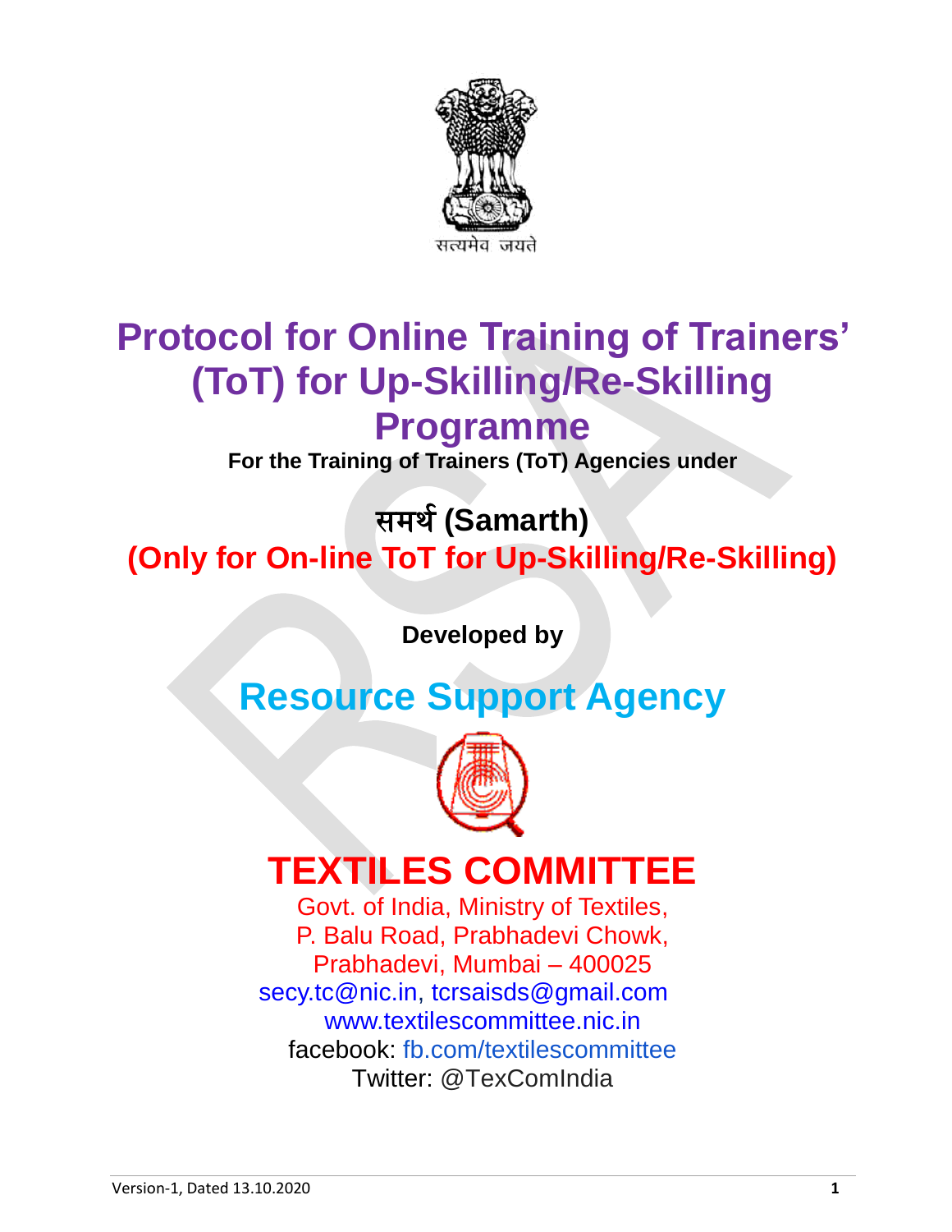# Protocol for Online Training of Trainers' (ToT) for Up-Skilling/Re-Skilling Programme

**For the Training of Trainers (ToT) Agencies under**

## समर्थ (Samarth)

## (Only for On-line ToT for Up-Skilling/Re-Skilling)

**Developed by**

## Resource Support Agency

# TEXTILES COMMITTEE

Govt. of India, Ministry of Textiles,
P. Balu Road, Prabhadevi Chowk,
Prabhadevi, Mumbai – 400025
secy.tc@nic.in, tcrsaisds@gmail.com
www.textilescommittee.nic.in
facebook: fb.com/textilescommittee
Twitter: @TexComIndia

Version-1, Dated 13.10.2020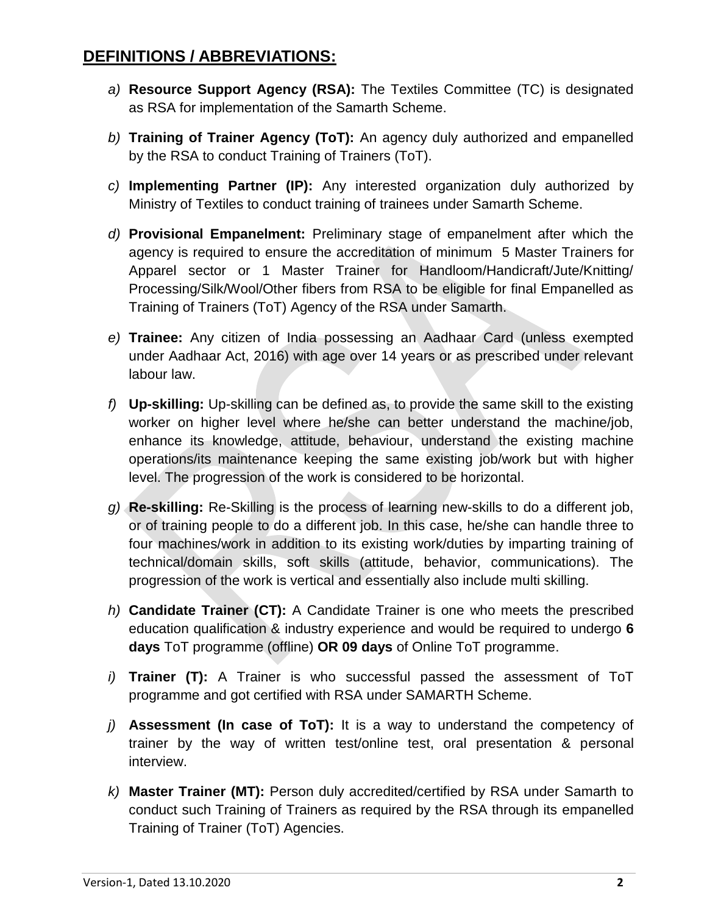## DEFINITIONS / ABBREVIATIONS:

*a)* **Resource Support Agency (RSA):** The Textiles Committee (TC) is designated as RSA for implementation of the Samarth Scheme.

*b)* **Training of Trainer Agency (ToT):** An agency duly authorized and empanelled by the RSA to conduct Training of Trainers (ToT).

*c)* **Implementing Partner (IP):** Any interested organization duly authorized by Ministry of Textiles to conduct training of trainees under Samarth Scheme.

*d)* **Provisional Empanelment:** Preliminary stage of empanelment after which the agency is required to ensure the accreditation of minimum 5 Master Trainers for Apparel sector or 1 Master Trainer for Handloom/Handicraft/Jute/Knitting/ Processing/Silk/Wool/Other fibers from RSA to be eligible for final Empanelled as Training of Trainers (ToT) Agency of the RSA under Samarth.

*e)* **Trainee:** Any citizen of India possessing an Aadhaar Card (unless exempted under Aadhaar Act, 2016) with age over 14 years or as prescribed under relevant labour law.

*f)* **Up-skilling:** Up-skilling can be defined as, to provide the same skill to the existing worker on higher level where he/she can better understand the machine/job, enhance its knowledge, attitude, behaviour, understand the existing machine operations/its maintenance keeping the same existing job/work but with higher level. The progression of the work is considered to be horizontal.

*g)* **Re-skilling:** Re-Skilling is the process of learning new-skills to do a different job, or of training people to do a different job. In this case, he/she can handle three to four machines/work in addition to its existing work/duties by imparting training of technical/domain skills, soft skills (attitude, behavior, communications). The progression of the work is vertical and essentially also include multi skilling.

*h)* **Candidate Trainer (CT):** A Candidate Trainer is one who meets the prescribed education qualification & industry experience and would be required to undergo **6 days** ToT programme (offline) **OR 09 days** of Online ToT programme.

*i)* **Trainer (T):** A Trainer is who successful passed the assessment of ToT programme and got certified with RSA under SAMARTH Scheme.

*j)* **Assessment (In case of ToT):** It is a way to understand the competency of trainer by the way of written test/online test, oral presentation & personal interview.

*k)* **Master Trainer (MT):** Person duly accredited/certified by RSA under Samarth to conduct such Training of Trainers as required by the RSA through its empanelled Training of Trainer (ToT) Agencies.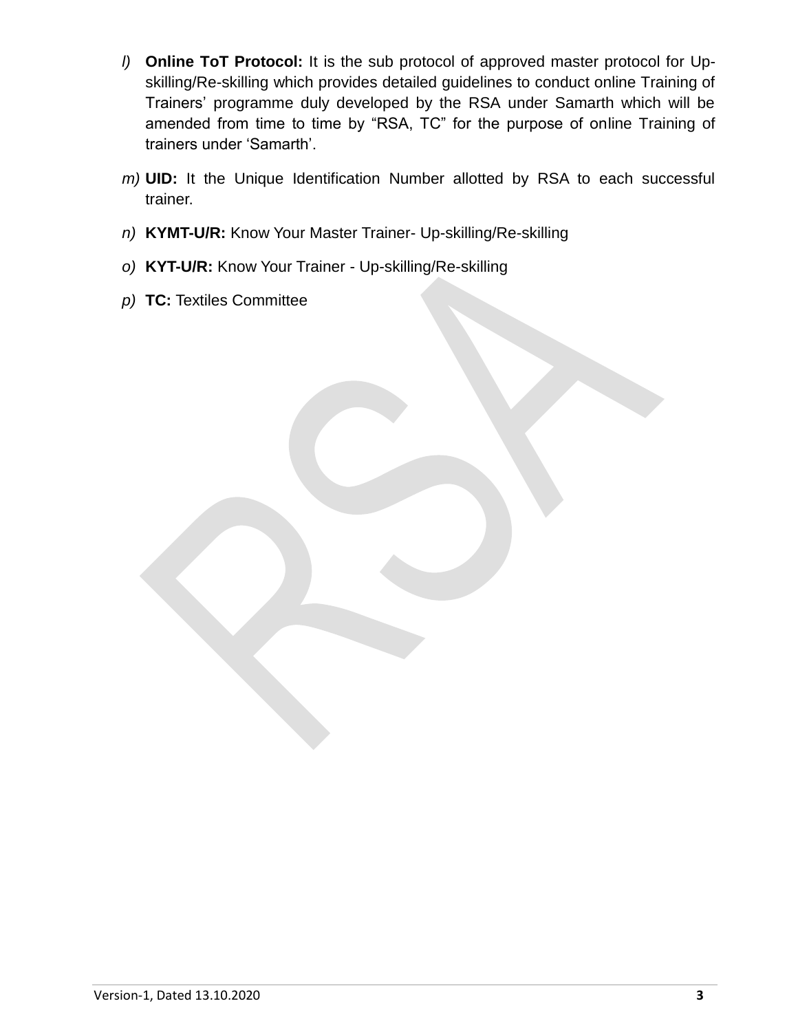*l)* **Online ToT Protocol:** It is the sub protocol of approved master protocol for Up-skilling/Re-skilling which provides detailed guidelines to conduct online Training of Trainers' programme duly developed by the RSA under Samarth which will be amended from time to time by "RSA, TC" for the purpose of online Training of trainers under 'Samarth'.

*m)* **UID:** It the Unique Identification Number allotted by RSA to each successful trainer.

*n)* **KYMT-U/R:** Know Your Master Trainer- Up-skilling/Re-skilling

*o)* **KYT-U/R:** Know Your Trainer - Up-skilling/Re-skilling

*p)* **TC:** Textiles Committee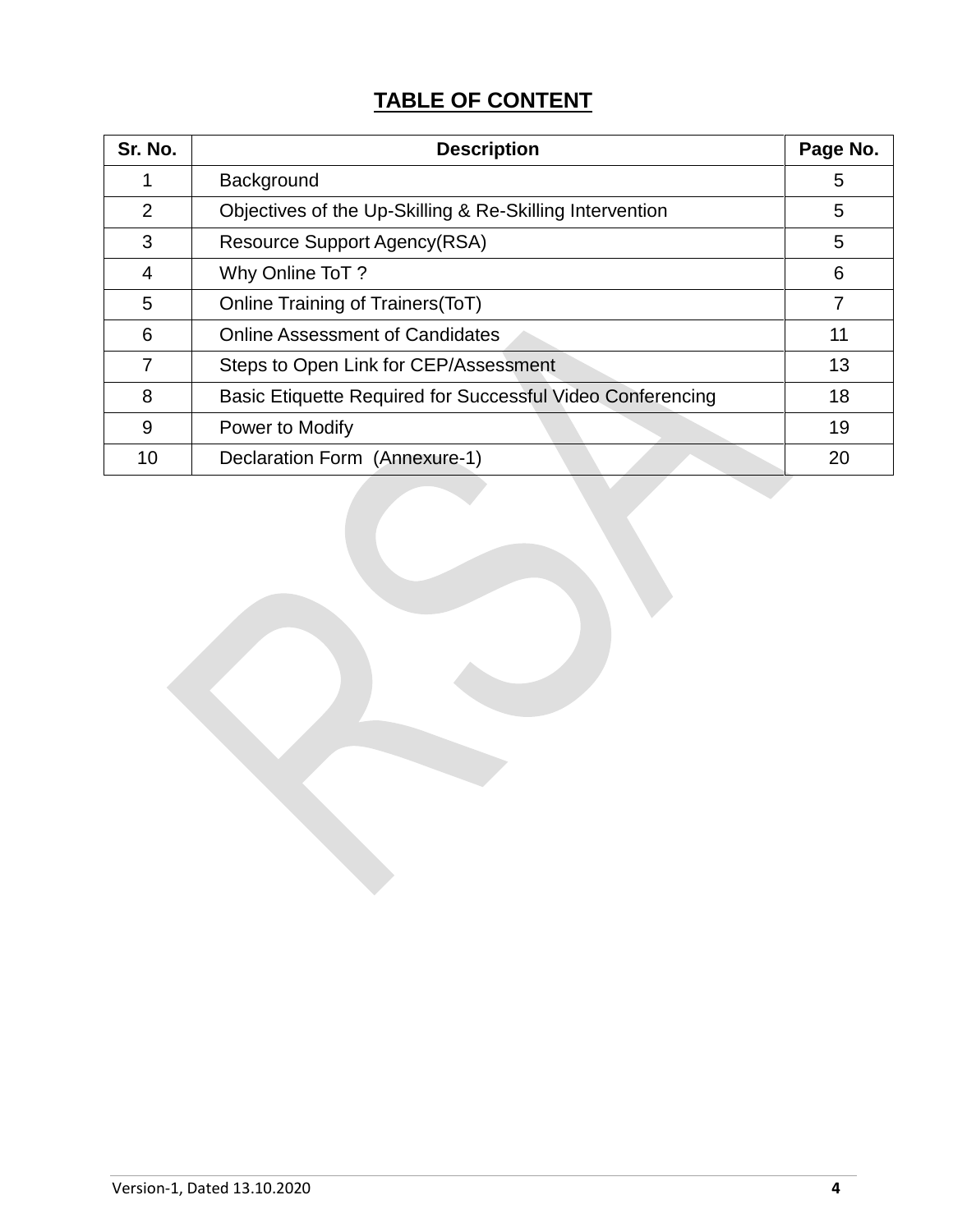## TABLE OF CONTENT

| Sr. No. | Description | Page No. |
|---|---|---|
| 1 | Background | 5 |
| 2 | Objectives of the Up-Skilling & Re-Skilling Intervention | 5 |
| 3 | Resource Support Agency(RSA) | 5 |
| 4 | Why Online ToT ? | 6 |
| 5 | Online Training of Trainers(ToT) | 7 |
| 6 | Online Assessment of Candidates | 11 |
| 7 | Steps to Open Link for CEP/Assessment | 13 |
| 8 | Basic Etiquette Required for Successful Video Conferencing | 18 |
| 9 | Power to Modify | 19 |
| 10 | Declaration Form (Annexure-1) | 20 |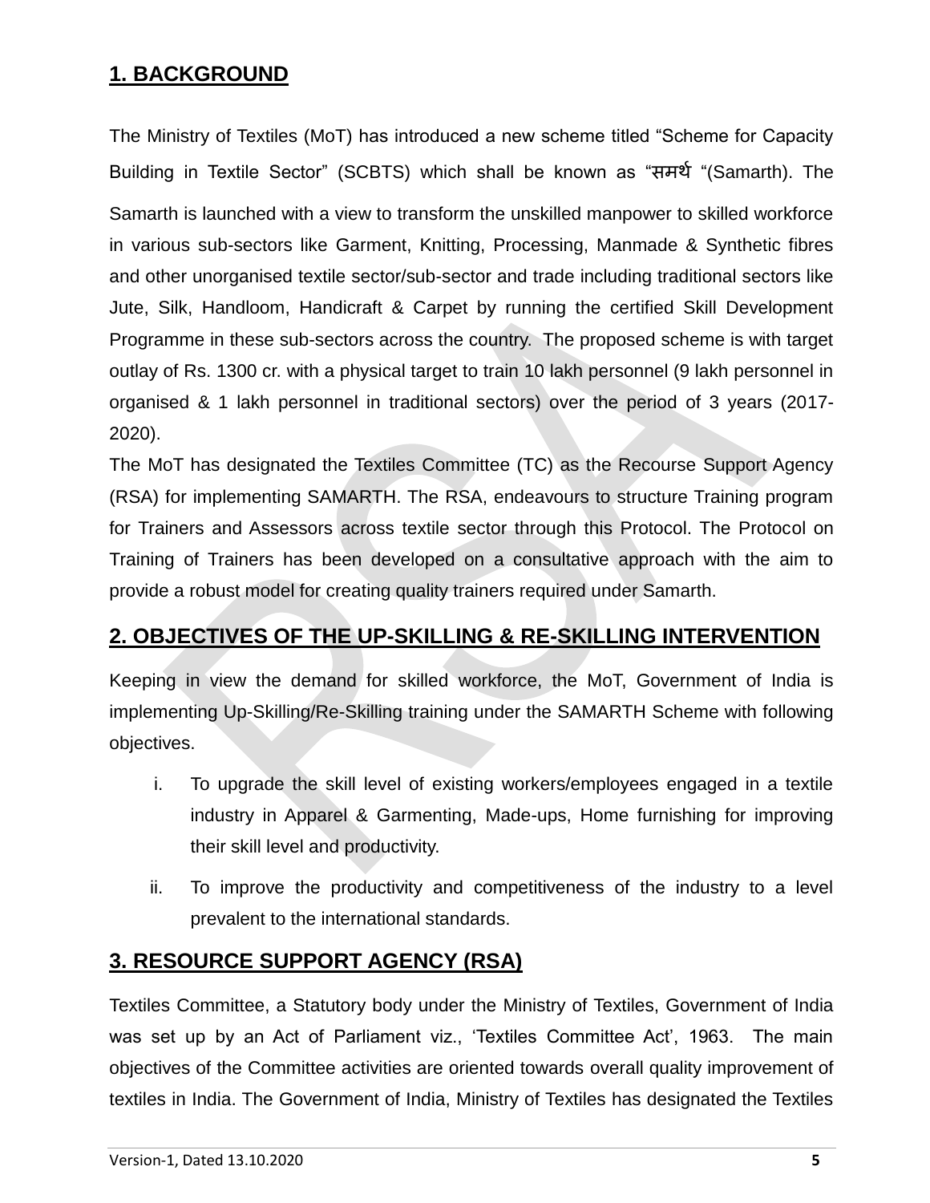## 1. BACKGROUND

The Ministry of Textiles (MoT) has introduced a new scheme titled "Scheme for Capacity Building in Textile Sector" (SCBTS) which shall be known as "समर्थ "(Samarth). The Samarth is launched with a view to transform the unskilled manpower to skilled workforce in various sub-sectors like Garment, Knitting, Processing, Manmade & Synthetic fibres and other unorganised textile sector/sub-sector and trade including traditional sectors like Jute, Silk, Handloom, Handicraft & Carpet by running the certified Skill Development Programme in these sub-sectors across the country. The proposed scheme is with target outlay of Rs. 1300 cr. with a physical target to train 10 lakh personnel (9 lakh personnel in organised & 1 lakh personnel in traditional sectors) over the period of 3 years (2017-2020).

The MoT has designated the Textiles Committee (TC) as the Recourse Support Agency (RSA) for implementing SAMARTH. The RSA, endeavours to structure Training program for Trainers and Assessors across textile sector through this Protocol. The Protocol on Training of Trainers has been developed on a consultative approach with the aim to provide a robust model for creating quality trainers required under Samarth.

## 2. OBJECTIVES OF THE UP-SKILLING & RE-SKILLING INTERVENTION

Keeping in view the demand for skilled workforce, the MoT, Government of India is implementing Up-Skilling/Re-Skilling training under the SAMARTH Scheme with following objectives.

i. To upgrade the skill level of existing workers/employees engaged in a textile industry in Apparel & Garmenting, Made-ups, Home furnishing for improving their skill level and productivity.

ii. To improve the productivity and competitiveness of the industry to a level prevalent to the international standards.

## 3. RESOURCE SUPPORT AGENCY (RSA)

Textiles Committee, a Statutory body under the Ministry of Textiles, Government of India was set up by an Act of Parliament viz., 'Textiles Committee Act', 1963. The main objectives of the Committee activities are oriented towards overall quality improvement of textiles in India. The Government of India, Ministry of Textiles has designated the Textiles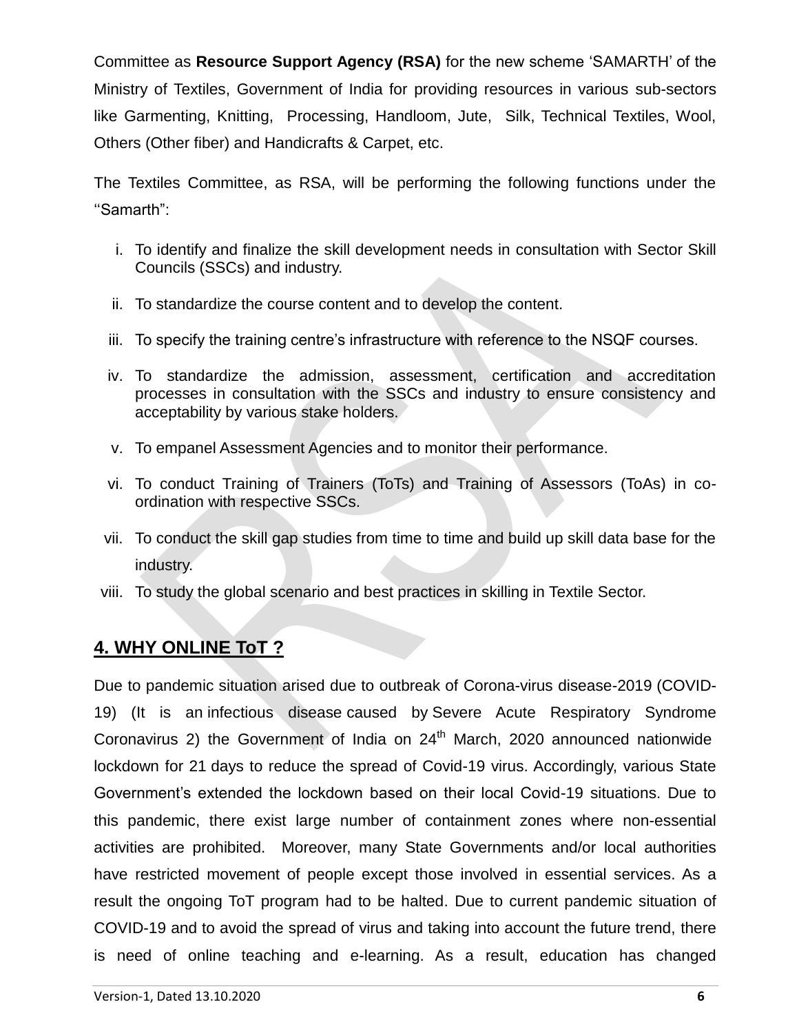Committee as **Resource Support Agency (RSA)** for the new scheme 'SAMARTH' of the Ministry of Textiles, Government of India for providing resources in various sub-sectors like Garmenting, Knitting, Processing, Handloom, Jute, Silk, Technical Textiles, Wool, Others (Other fiber) and Handicrafts & Carpet, etc.

The Textiles Committee, as RSA, will be performing the following functions under the ''Samarth":

i. To identify and finalize the skill development needs in consultation with Sector Skill Councils (SSCs) and industry.
ii. To standardize the course content and to develop the content.
iii. To specify the training centre's infrastructure with reference to the NSQF courses.
iv. To standardize the admission, assessment, certification and accreditation processes in consultation with the SSCs and industry to ensure consistency and acceptability by various stake holders.
v. To empanel Assessment Agencies and to monitor their performance.
vi. To conduct Training of Trainers (ToTs) and Training of Assessors (ToAs) in co-ordination with respective SSCs.
vii. To conduct the skill gap studies from time to time and build up skill data base for the industry.
viii. To study the global scenario and best practices in skilling in Textile Sector.

## 4. WHY ONLINE ToT ?

Due to pandemic situation arised due to outbreak of Corona-virus disease-2019 (COVID-19) (It is an infectious disease caused by Severe Acute Respiratory Syndrome Coronavirus 2) the Government of India on 24th March, 2020 announced nationwide lockdown for 21 days to reduce the spread of Covid-19 virus. Accordingly, various State Government's extended the lockdown based on their local Covid-19 situations. Due to this pandemic, there exist large number of containment zones where non-essential activities are prohibited. Moreover, many State Governments and/or local authorities have restricted movement of people except those involved in essential services. As a result the ongoing ToT program had to be halted. Due to current pandemic situation of COVID-19 and to avoid the spread of virus and taking into account the future trend, there is need of online teaching and e-learning. As a result, education has changed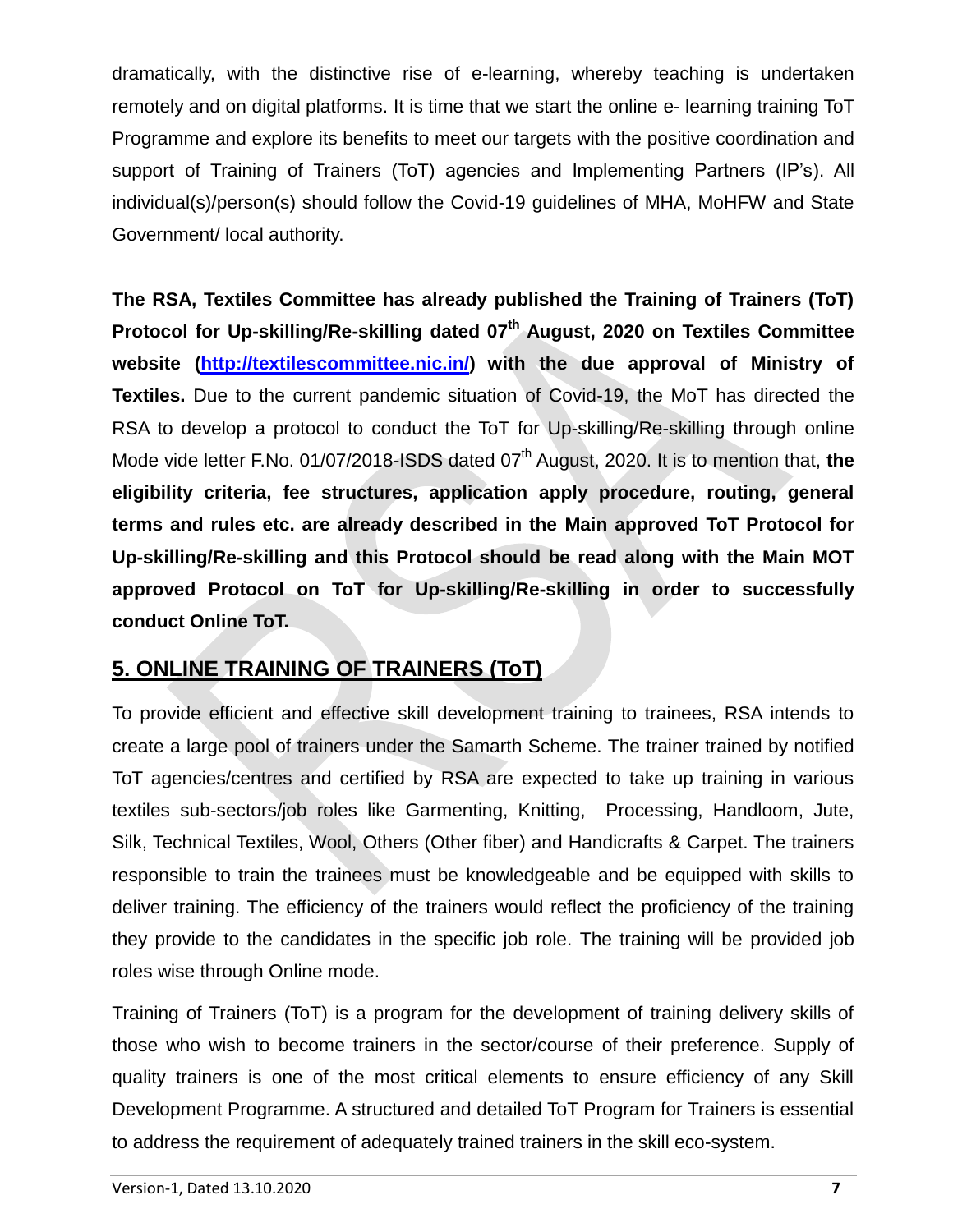dramatically, with the distinctive rise of e-learning, whereby teaching is undertaken remotely and on digital platforms. It is time that we start the online e- learning training ToT Programme and explore its benefits to meet our targets with the positive coordination and support of Training of Trainers (ToT) agencies and Implementing Partners (IP's). All individual(s)/person(s) should follow the Covid-19 guidelines of MHA, MoHFW and State Government/ local authority.

**The RSA, Textiles Committee has already published the Training of Trainers (ToT) Protocol for Up-skilling/Re-skilling dated 07th August, 2020 on Textiles Committee website ([http://textilescommittee.nic.in/](http://textilescommittee.nic.in/)) with the due approval of Ministry of Textiles.** Due to the current pandemic situation of Covid-19, the MoT has directed the RSA to develop a protocol to conduct the ToT for Up-skilling/Re-skilling through online Mode vide letter F.No. 01/07/2018-ISDS dated 07th August, 2020. It is to mention that, **the eligibility criteria, fee structures, application apply procedure, routing, general terms and rules etc. are already described in the Main approved ToT Protocol for Up-skilling/Re-skilling and this Protocol should be read along with the Main MOT approved Protocol on ToT for Up-skilling/Re-skilling in order to successfully conduct Online ToT.**

## 5. ONLINE TRAINING OF TRAINERS (ToT)

To provide efficient and effective skill development training to trainees, RSA intends to create a large pool of trainers under the Samarth Scheme. The trainer trained by notified ToT agencies/centres and certified by RSA are expected to take up training in various textiles sub-sectors/job roles like Garmenting, Knitting, Processing, Handloom, Jute, Silk, Technical Textiles, Wool, Others (Other fiber) and Handicrafts & Carpet. The trainers responsible to train the trainees must be knowledgeable and be equipped with skills to deliver training. The efficiency of the trainers would reflect the proficiency of the training they provide to the candidates in the specific job role. The training will be provided job roles wise through Online mode.

Training of Trainers (ToT) is a program for the development of training delivery skills of those who wish to become trainers in the sector/course of their preference. Supply of quality trainers is one of the most critical elements to ensure efficiency of any Skill Development Programme. A structured and detailed ToT Program for Trainers is essential to address the requirement of adequately trained trainers in the skill eco-system.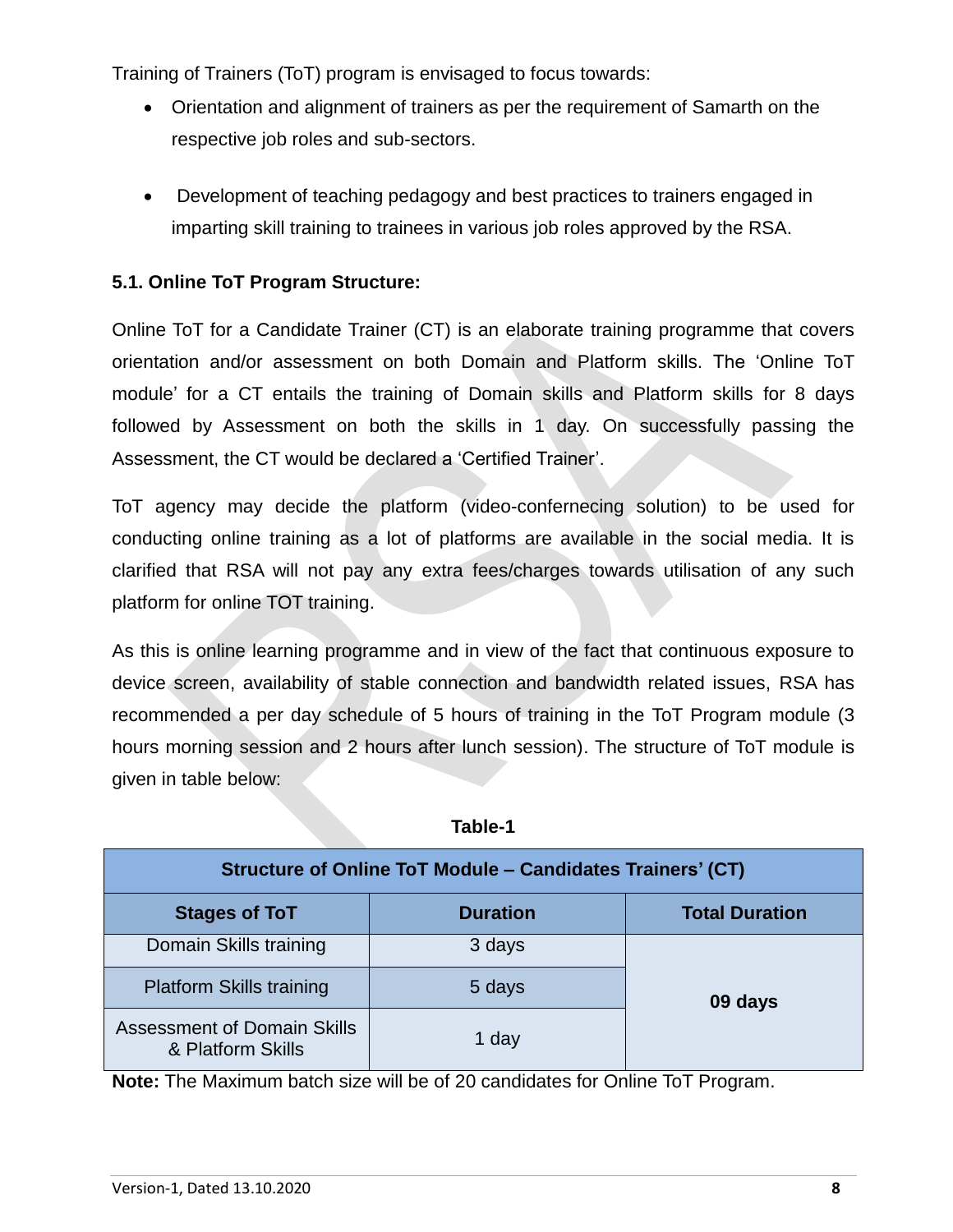Training of Trainers (ToT) program is envisaged to focus towards:

- Orientation and alignment of trainers as per the requirement of Samarth on the respective job roles and sub-sectors.
- Development of teaching pedagogy and best practices to trainers engaged in imparting skill training to trainees in various job roles approved by the RSA.

### 5.1. Online ToT Program Structure:

Online ToT for a Candidate Trainer (CT) is an elaborate training programme that covers orientation and/or assessment on both Domain and Platform skills. The 'Online ToT module' for a CT entails the training of Domain skills and Platform skills for 8 days followed by Assessment on both the skills in 1 day. On successfully passing the Assessment, the CT would be declared a 'Certified Trainer'.

ToT agency may decide the platform (video-confernecing solution) to be used for conducting online training as a lot of platforms are available in the social media. It is clarified that RSA will not pay any extra fees/charges towards utilisation of any such platform for online TOT training.

As this is online learning programme and in view of the fact that continuous exposure to device screen, availability of stable connection and bandwidth related issues, RSA has recommended a per day schedule of 5 hours of training in the ToT Program module (3 hours morning session and 2 hours after lunch session). The structure of ToT module is given in table below:

**Table-1**

| Structure of Online ToT Module – Candidates Trainers' (CT) | | |
|---|---|---|
| **Stages of ToT** | **Duration** | **Total Duration** |
| Domain Skills training | 3 days | **09 days** |
| Platform Skills training | 5 days | |
| Assessment of Domain Skills & Platform Skills | 1 day | |

**Note:** The Maximum batch size will be of 20 candidates for Online ToT Program.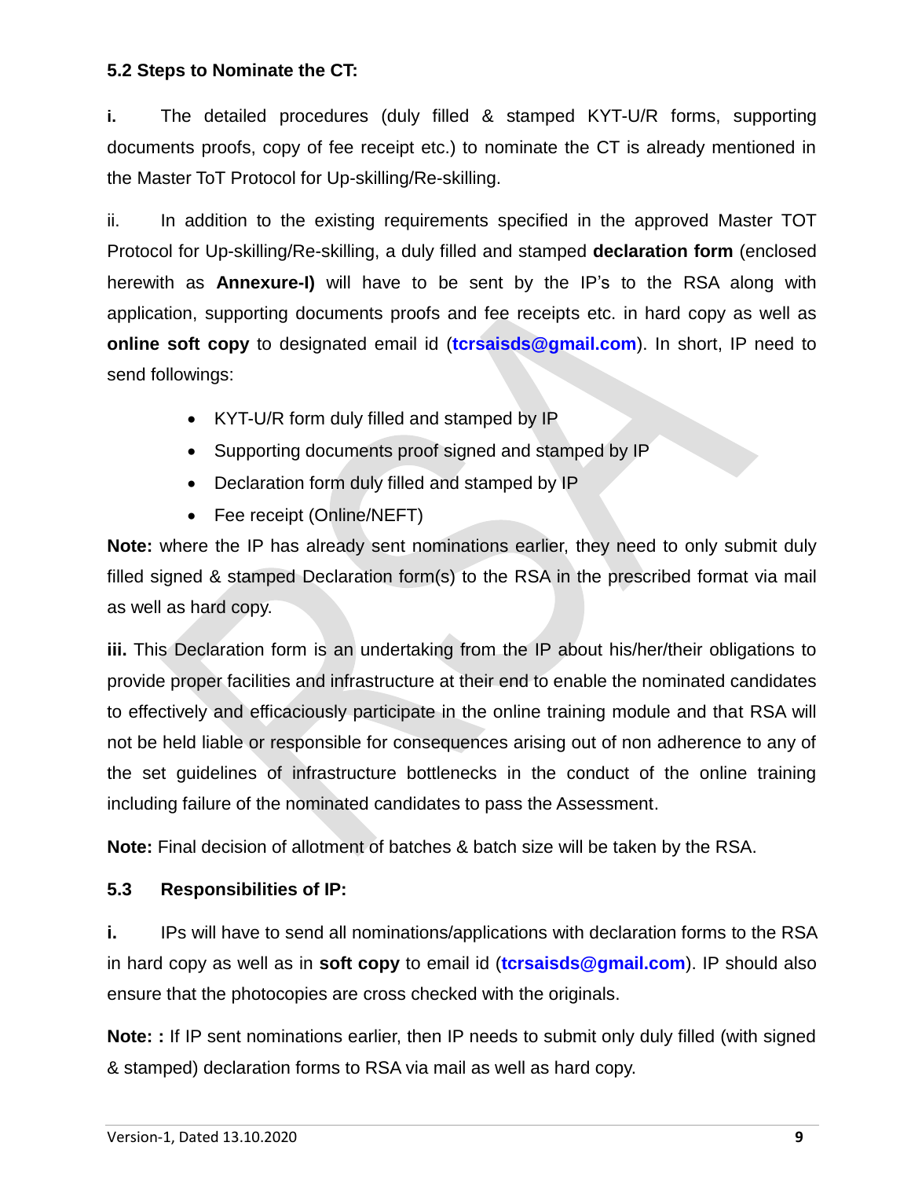**5.2 Steps to Nominate the CT:**

**i.** The detailed procedures (duly filled & stamped KYT-U/R forms, supporting documents proofs, copy of fee receipt etc.) to nominate the CT is already mentioned in the Master ToT Protocol for Up-skilling/Re-skilling.

ii. In addition to the existing requirements specified in the approved Master TOT Protocol for Up-skilling/Re-skilling, a duly filled and stamped **declaration form** (enclosed herewith as **Annexure-I)** will have to be sent by the IP's to the RSA along with application, supporting documents proofs and fee receipts etc. in hard copy as well as **online soft copy** to designated email id (**tcrsaisds@gmail.com**). In short, IP need to send followings:

- KYT-U/R form duly filled and stamped by IP
- Supporting documents proof signed and stamped by IP
- Declaration form duly filled and stamped by IP
- Fee receipt (Online/NEFT)

**Note:** where the IP has already sent nominations earlier, they need to only submit duly filled signed & stamped Declaration form(s) to the RSA in the prescribed format via mail as well as hard copy.

**iii.** This Declaration form is an undertaking from the IP about his/her/their obligations to provide proper facilities and infrastructure at their end to enable the nominated candidates to effectively and efficaciously participate in the online training module and that RSA will not be held liable or responsible for consequences arising out of non adherence to any of the set guidelines of infrastructure bottlenecks in the conduct of the online training including failure of the nominated candidates to pass the Assessment.

**Note:** Final decision of allotment of batches & batch size will be taken by the RSA.

**5.3 Responsibilities of IP:**

**i.** IPs will have to send all nominations/applications with declaration forms to the RSA in hard copy as well as in **soft copy** to email id (**tcrsaisds@gmail.com**). IP should also ensure that the photocopies are cross checked with the originals.

**Note: :** If IP sent nominations earlier, then IP needs to submit only duly filled (with signed & stamped) declaration forms to RSA via mail as well as hard copy.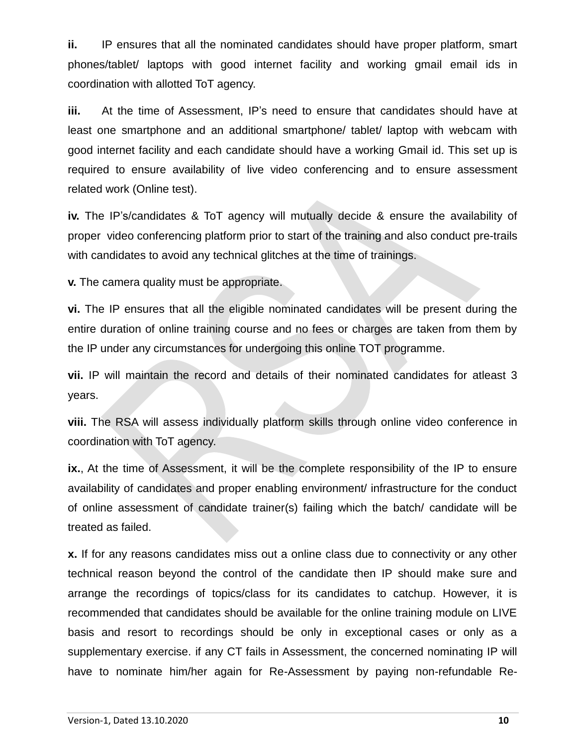**ii.** IP ensures that all the nominated candidates should have proper platform, smart phones/tablet/ laptops with good internet facility and working gmail email ids in coordination with allotted ToT agency.

**iii.** At the time of Assessment, IP's need to ensure that candidates should have at least one smartphone and an additional smartphone/ tablet/ laptop with webcam with good internet facility and each candidate should have a working Gmail id. This set up is required to ensure availability of live video conferencing and to ensure assessment related work (Online test).

**iv.** The IP's/candidates & ToT agency will mutually decide & ensure the availability of proper video conferencing platform prior to start of the training and also conduct pre-trails with candidates to avoid any technical glitches at the time of trainings.

**v.** The camera quality must be appropriate.

**vi.** The IP ensures that all the eligible nominated candidates will be present during the entire duration of online training course and no fees or charges are taken from them by the IP under any circumstances for undergoing this online TOT programme.

**vii.** IP will maintain the record and details of their nominated candidates for atleast 3 years.

**viii.** The RSA will assess individually platform skills through online video conference in coordination with ToT agency.

**ix.**, At the time of Assessment, it will be the complete responsibility of the IP to ensure availability of candidates and proper enabling environment/ infrastructure for the conduct of online assessment of candidate trainer(s) failing which the batch/ candidate will be treated as failed.

**x.** If for any reasons candidates miss out a online class due to connectivity or any other technical reason beyond the control of the candidate then IP should make sure and arrange the recordings of topics/class for its candidates to catchup. However, it is recommended that candidates should be available for the online training module on LIVE basis and resort to recordings should be only in exceptional cases or only as a supplementary exercise. if any CT fails in Assessment, the concerned nominating IP will have to nominate him/her again for Re-Assessment by paying non-refundable Re-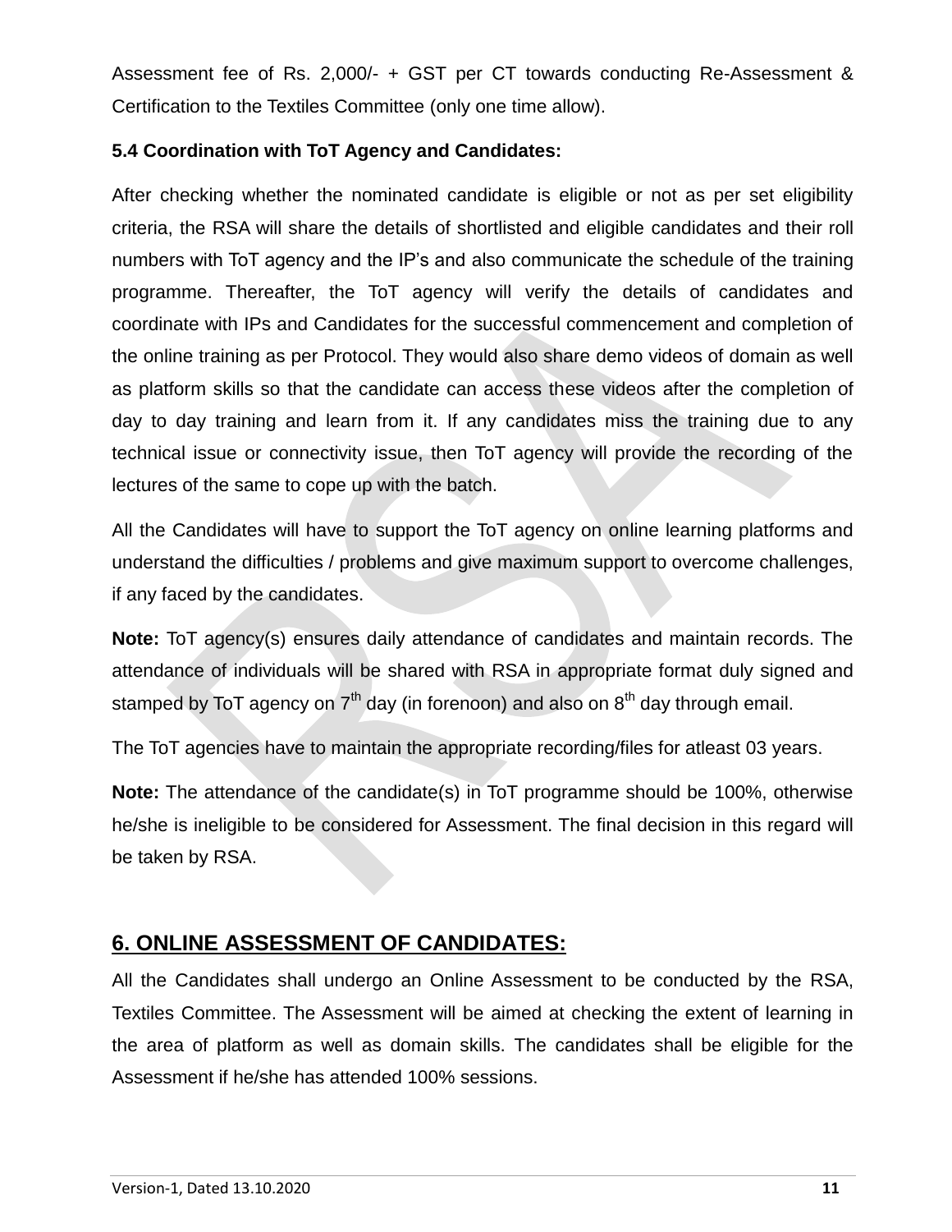Assessment fee of Rs. 2,000/- + GST per CT towards conducting Re-Assessment & Certification to the Textiles Committee (only one time allow).

### 5.4 Coordination with ToT Agency and Candidates:

After checking whether the nominated candidate is eligible or not as per set eligibility criteria, the RSA will share the details of shortlisted and eligible candidates and their roll numbers with ToT agency and the IP's and also communicate the schedule of the training programme. Thereafter, the ToT agency will verify the details of candidates and coordinate with IPs and Candidates for the successful commencement and completion of the online training as per Protocol. They would also share demo videos of domain as well as platform skills so that the candidate can access these videos after the completion of day to day training and learn from it. If any candidates miss the training due to any technical issue or connectivity issue, then ToT agency will provide the recording of the lectures of the same to cope up with the batch.

All the Candidates will have to support the ToT agency on online learning platforms and understand the difficulties / problems and give maximum support to overcome challenges, if any faced by the candidates.

**Note:** ToT agency(s) ensures daily attendance of candidates and maintain records. The attendance of individuals will be shared with RSA in appropriate format duly signed and stamped by ToT agency on 7th day (in forenoon) and also on 8th day through email.

The ToT agencies have to maintain the appropriate recording/files for atleast 03 years.

**Note:** The attendance of the candidate(s) in ToT programme should be 100%, otherwise he/she is ineligible to be considered for Assessment. The final decision in this regard will be taken by RSA.

## 6. ONLINE ASSESSMENT OF CANDIDATES:

All the Candidates shall undergo an Online Assessment to be conducted by the RSA, Textiles Committee. The Assessment will be aimed at checking the extent of learning in the area of platform as well as domain skills. The candidates shall be eligible for the Assessment if he/she has attended 100% sessions.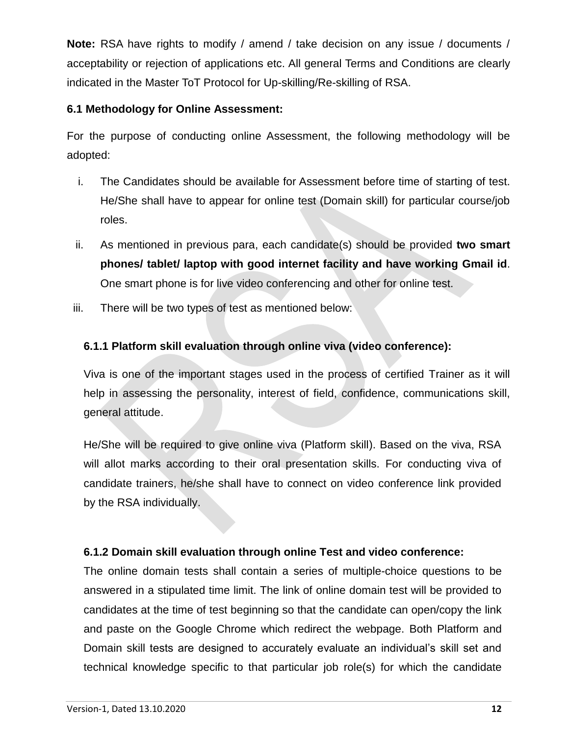**Note:** RSA have rights to modify / amend / take decision on any issue / documents / acceptability or rejection of applications etc. All general Terms and Conditions are clearly indicated in the Master ToT Protocol for Up-skilling/Re-skilling of RSA.

**6.1 Methodology for Online Assessment:**

For the purpose of conducting online Assessment, the following methodology will be adopted:

i. The Candidates should be available for Assessment before time of starting of test. He/She shall have to appear for online test (Domain skill) for particular course/job roles.

ii. As mentioned in previous para, each candidate(s) should be provided **two smart phones/ tablet/ laptop with good internet facility and have working Gmail id**. One smart phone is for live video conferencing and other for online test.

iii. There will be two types of test as mentioned below:

**6.1.1 Platform skill evaluation through online viva (video conference):**

Viva is one of the important stages used in the process of certified Trainer as it will help in assessing the personality, interest of field, confidence, communications skill, general attitude.

He/She will be required to give online viva (Platform skill). Based on the viva, RSA will allot marks according to their oral presentation skills. For conducting viva of candidate trainers, he/she shall have to connect on video conference link provided by the RSA individually.

**6.1.2 Domain skill evaluation through online Test and video conference:**

The online domain tests shall contain a series of multiple-choice questions to be answered in a stipulated time limit. The link of online domain test will be provided to candidates at the time of test beginning so that the candidate can open/copy the link and paste on the Google Chrome which redirect the webpage. Both Platform and Domain skill tests are designed to accurately evaluate an individual's skill set and technical knowledge specific to that particular job role(s) for which the candidate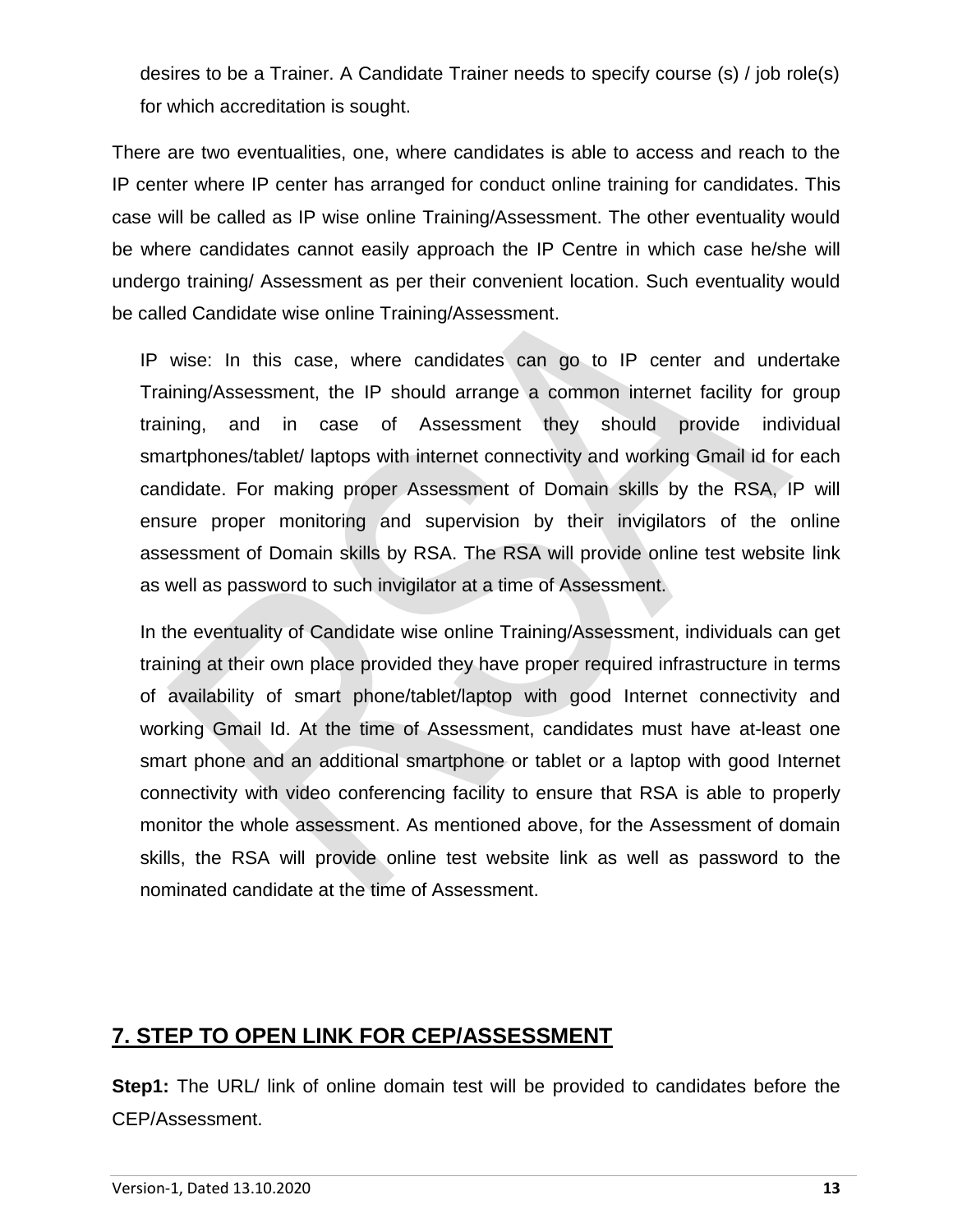desires to be a Trainer. A Candidate Trainer needs to specify course (s) / job role(s) for which accreditation is sought.

There are two eventualities, one, where candidates is able to access and reach to the IP center where IP center has arranged for conduct online training for candidates. This case will be called as IP wise online Training/Assessment. The other eventuality would be where candidates cannot easily approach the IP Centre in which case he/she will undergo training/ Assessment as per their convenient location. Such eventuality would be called Candidate wise online Training/Assessment.

IP wise: In this case, where candidates can go to IP center and undertake Training/Assessment, the IP should arrange a common internet facility for group training, and in case of Assessment they should provide individual smartphones/tablet/ laptops with internet connectivity and working Gmail id for each candidate. For making proper Assessment of Domain skills by the RSA, IP will ensure proper monitoring and supervision by their invigilators of the online assessment of Domain skills by RSA. The RSA will provide online test website link as well as password to such invigilator at a time of Assessment.

In the eventuality of Candidate wise online Training/Assessment, individuals can get training at their own place provided they have proper required infrastructure in terms of availability of smart phone/tablet/laptop with good Internet connectivity and working Gmail Id. At the time of Assessment, candidates must have at-least one smart phone and an additional smartphone or tablet or a laptop with good Internet connectivity with video conferencing facility to ensure that RSA is able to properly monitor the whole assessment. As mentioned above, for the Assessment of domain skills, the RSA will provide online test website link as well as password to the nominated candidate at the time of Assessment.

## 7. STEP TO OPEN LINK FOR CEP/ASSESSMENT

**Step1:** The URL/ link of online domain test will be provided to candidates before the CEP/Assessment.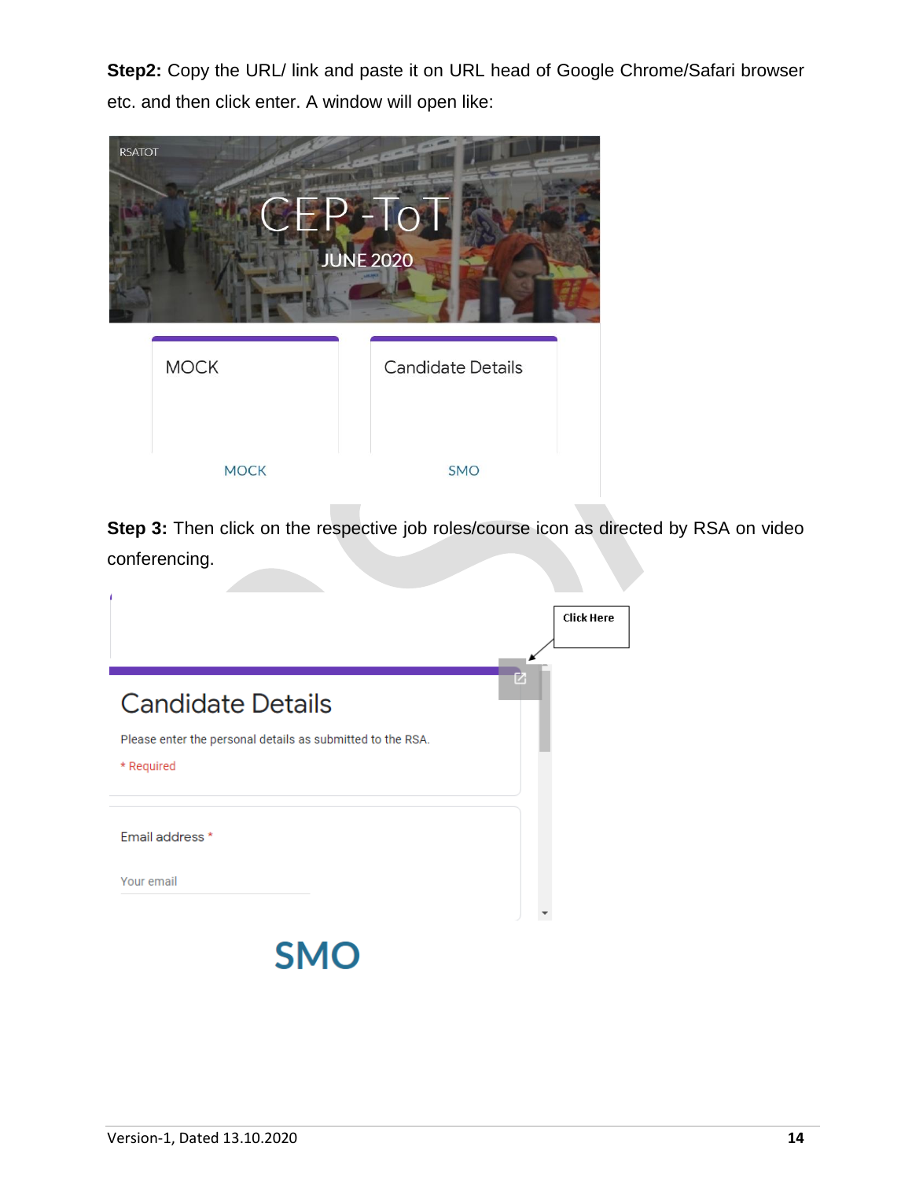**Step2:** Copy the URL/ link and paste it on URL head of Google Chrome/Safari browser etc. and then click enter. A window will open like:

RSATOT

CEP -ToT

JUNE 2020

MOCK

Candidate Details

MOCK

SMO

**Step 3:** Then click on the respective job roles/course icon as directed by RSA on video conferencing.

Click Here

Candidate Details

Please enter the personal details as submitted to the RSA.

\* Required

Email address *

Your email

SMO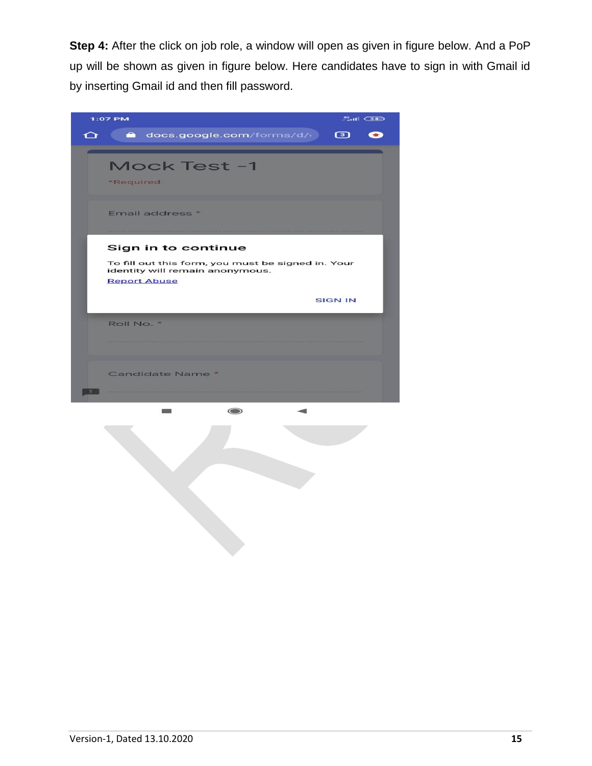**Step 4:** After the click on job role, a window will open as given in figure below. And a PoP up will be shown as given in figure below. Here candidates have to sign in with Gmail id by inserting Gmail id and then fill password.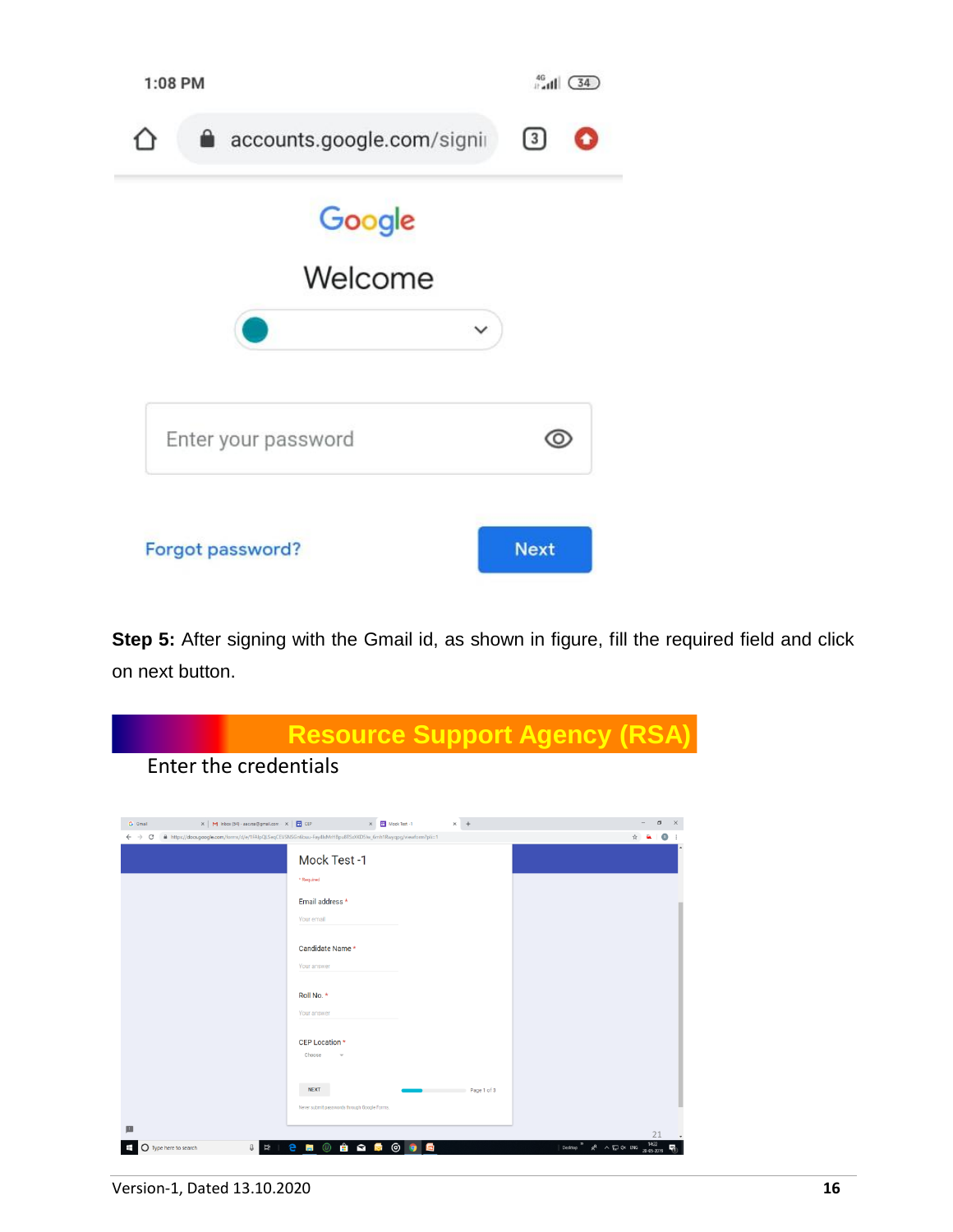1:08 PM

accounts.google.com/signi

Google

Welcome

Enter your password

Forgot password?

Next

**Step 5:** After signing with the Gmail id, as shown in figure, fill the required field and click on next button.

**Resource Support Agency (RSA)**

Enter the credentials

Mock Test -1

\* Required

Email address \*

Your email

Candidate Name \*

Your answer

Roll No. \*

Your answer

CEP Location \*

Choose

NEXT

Page 1 of 3

Never submit passwords through Google Forms.

Version-1, Dated 13.10.2020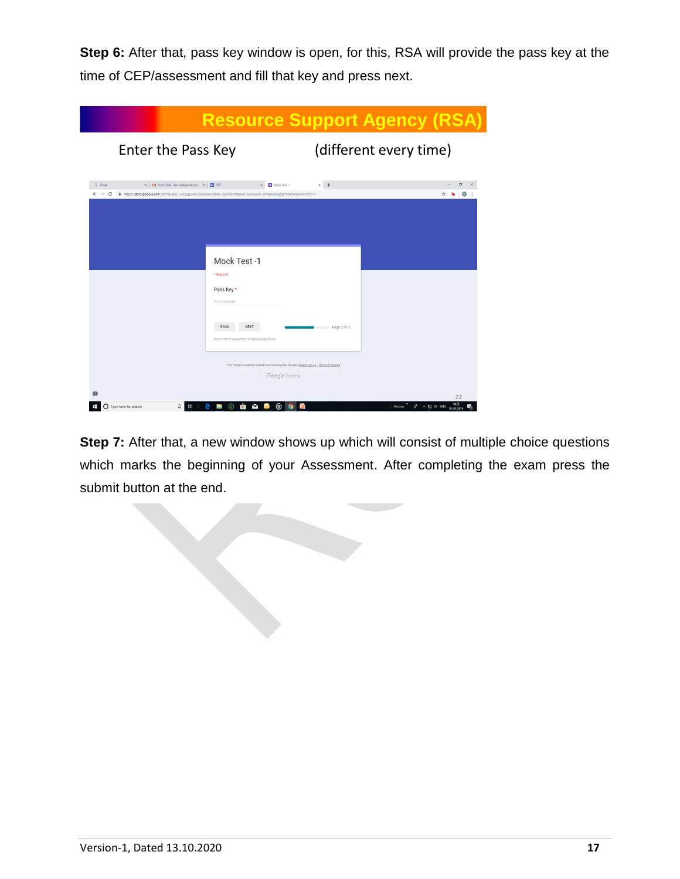**Step 6:** After that, pass key window is open, for this, RSA will provide the pass key at the time of CEP/assessment and fill that key and press next.

**Resource Support Agency (RSA)**

Enter the Pass Key (different every time)

Mock Test -1

* Required

Pass Key *

Your answer

BACK NEXT Page 2 of 3

Never submit passwords through Google Forms.

**Step 7:** After that, a new window shows up which will consist of multiple choice questions which marks the beginning of your Assessment. After completing the exam press the submit button at the end.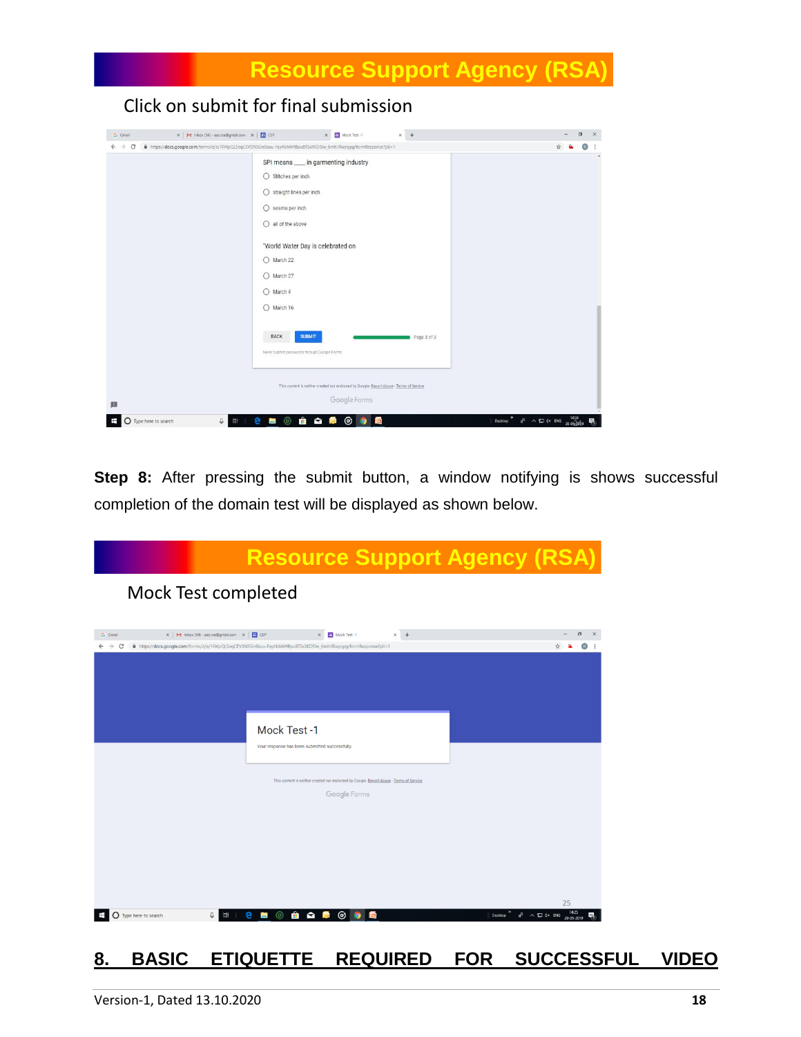**Resource Support Agency (RSA)**

Click on submit for final submission

SPI means ____ in garmenting industry

- Stitches per inch
- straight lines per inch
- seams per inch
- all of the above

"World Water Day is celebrated on

- March 22
- March 27
- March 4
- March 16

BACK SUBMIT Page 3 of 3

**Step 8:** After pressing the submit button, a window notifying is shows successful completion of the domain test will be displayed as shown below.

**Resource Support Agency (RSA)**

Mock Test completed

Mock Test -1

Your response has been submitted successfully.

## 8. BASIC ETIQUETTE REQUIRED FOR SUCCESSFUL VIDEO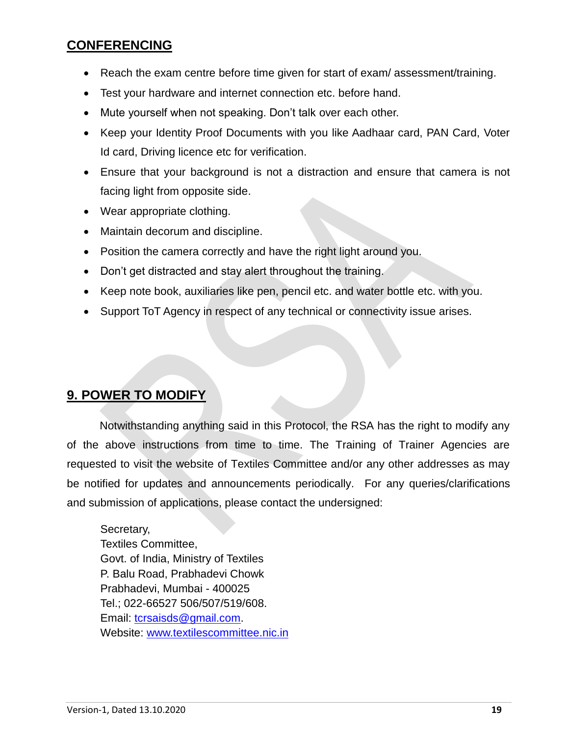## CONFERENCING

- Reach the exam centre before time given for start of exam/ assessment/training.
- Test your hardware and internet connection etc. before hand.
- Mute yourself when not speaking. Don't talk over each other.
- Keep your Identity Proof Documents with you like Aadhaar card, PAN Card, Voter Id card, Driving licence etc for verification.
- Ensure that your background is not a distraction and ensure that camera is not facing light from opposite side.
- Wear appropriate clothing.
- Maintain decorum and discipline.
- Position the camera correctly and have the right light around you.
- Don't get distracted and stay alert throughout the training.
- Keep note book, auxiliaries like pen, pencil etc. and water bottle etc. with you.
- Support ToT Agency in respect of any technical or connectivity issue arises.

## 9. POWER TO MODIFY

Notwithstanding anything said in this Protocol, the RSA has the right to modify any of the above instructions from time to time. The Training of Trainer Agencies are requested to visit the website of Textiles Committee and/or any other addresses as may be notified for updates and announcements periodically. For any queries/clarifications and submission of applications, please contact the undersigned:

Secretary,
Textiles Committee,
Govt. of India, Ministry of Textiles
P. Balu Road, Prabhadevi Chowk
Prabhadevi, Mumbai - 400025
Tel.; 022-66527 506/507/519/608.
Email: tcrsaisds@gmail.com.
Website: www.textilescommittee.nic.in

Version-1, Dated 13.10.2020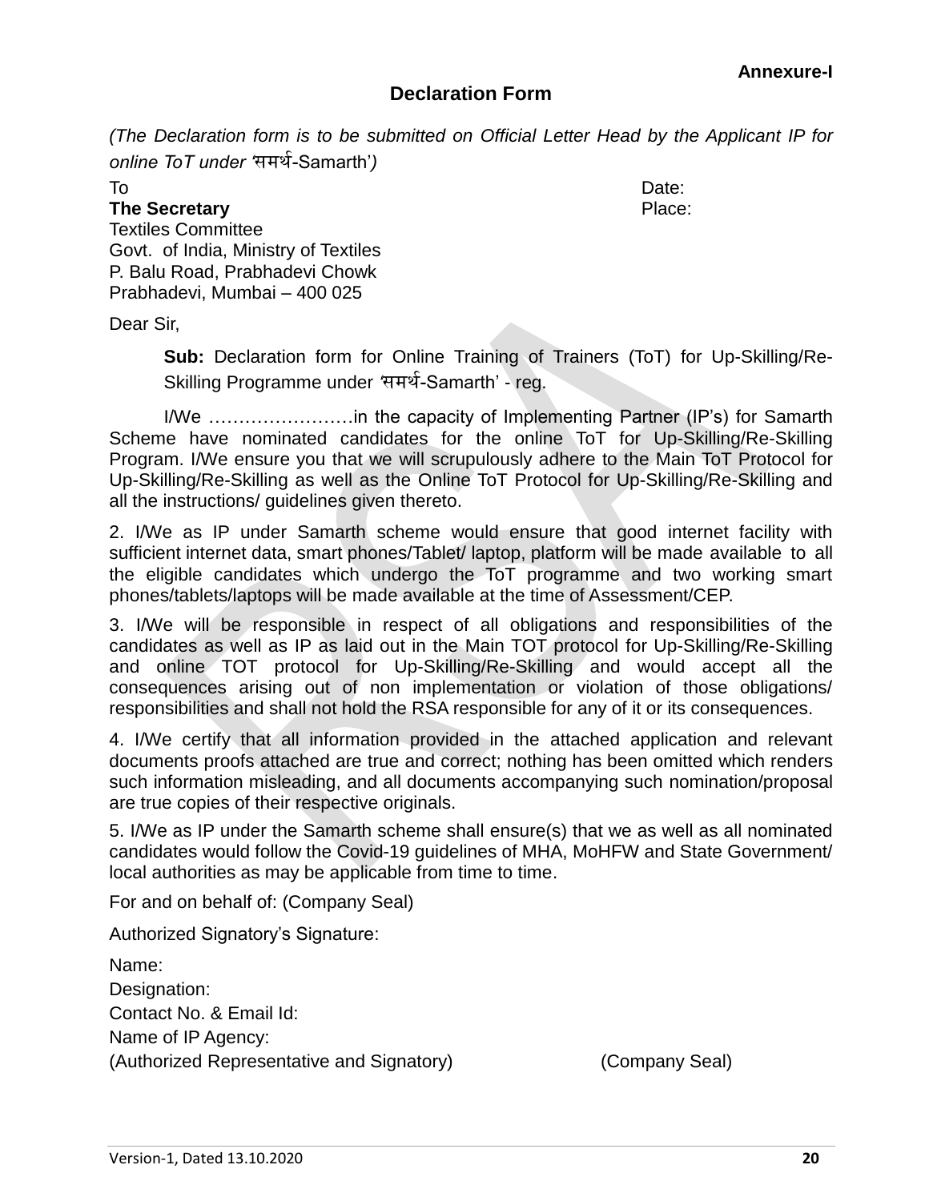**Annexure-I**

## Declaration Form

*(The Declaration form is to be submitted on Official Letter Head by the Applicant IP for online ToT under 'समर्थ-Samarth')*

To
**The Secretary**
Textiles Committee
Govt. of India, Ministry of Textiles
P. Balu Road, Prabhadevi Chowk
Prabhadevi, Mumbai – 400 025

Date:
Place:

Dear Sir,

**Sub:** Declaration form for Online Training of Trainers (ToT) for Up-Skilling/Re-Skilling Programme under 'समर्थ-Samarth' - reg.

I/We ……………………in the capacity of Implementing Partner (IP's) for Samarth Scheme have nominated candidates for the online ToT for Up-Skilling/Re-Skilling Program. I/We ensure you that we will scrupulously adhere to the Main ToT Protocol for Up-Skilling/Re-Skilling as well as the Online ToT Protocol for Up-Skilling/Re-Skilling and all the instructions/ guidelines given thereto.

2. I/We as IP under Samarth scheme would ensure that good internet facility with sufficient internet data, smart phones/Tablet/ laptop, platform will be made available to all the eligible candidates which undergo the ToT programme and two working smart phones/tablets/laptops will be made available at the time of Assessment/CEP.

3. I/We will be responsible in respect of all obligations and responsibilities of the candidates as well as IP as laid out in the Main TOT protocol for Up-Skilling/Re-Skilling and online TOT protocol for Up-Skilling/Re-Skilling and would accept all the consequences arising out of non implementation or violation of those obligations/ responsibilities and shall not hold the RSA responsible for any of it or its consequences.

4. I/We certify that all information provided in the attached application and relevant documents proofs attached are true and correct; nothing has been omitted which renders such information misleading, and all documents accompanying such nomination/proposal are true copies of their respective originals.

5. I/We as IP under the Samarth scheme shall ensure(s) that we as well as all nominated candidates would follow the Covid-19 guidelines of MHA, MoHFW and State Government/ local authorities as may be applicable from time to time.

For and on behalf of: (Company Seal)

Authorized Signatory's Signature:

Name:
Designation:
Contact No. & Email Id:
Name of IP Agency:
(Authorized Representative and Signatory) (Company Seal)

Version-1, Dated 13.10.2020